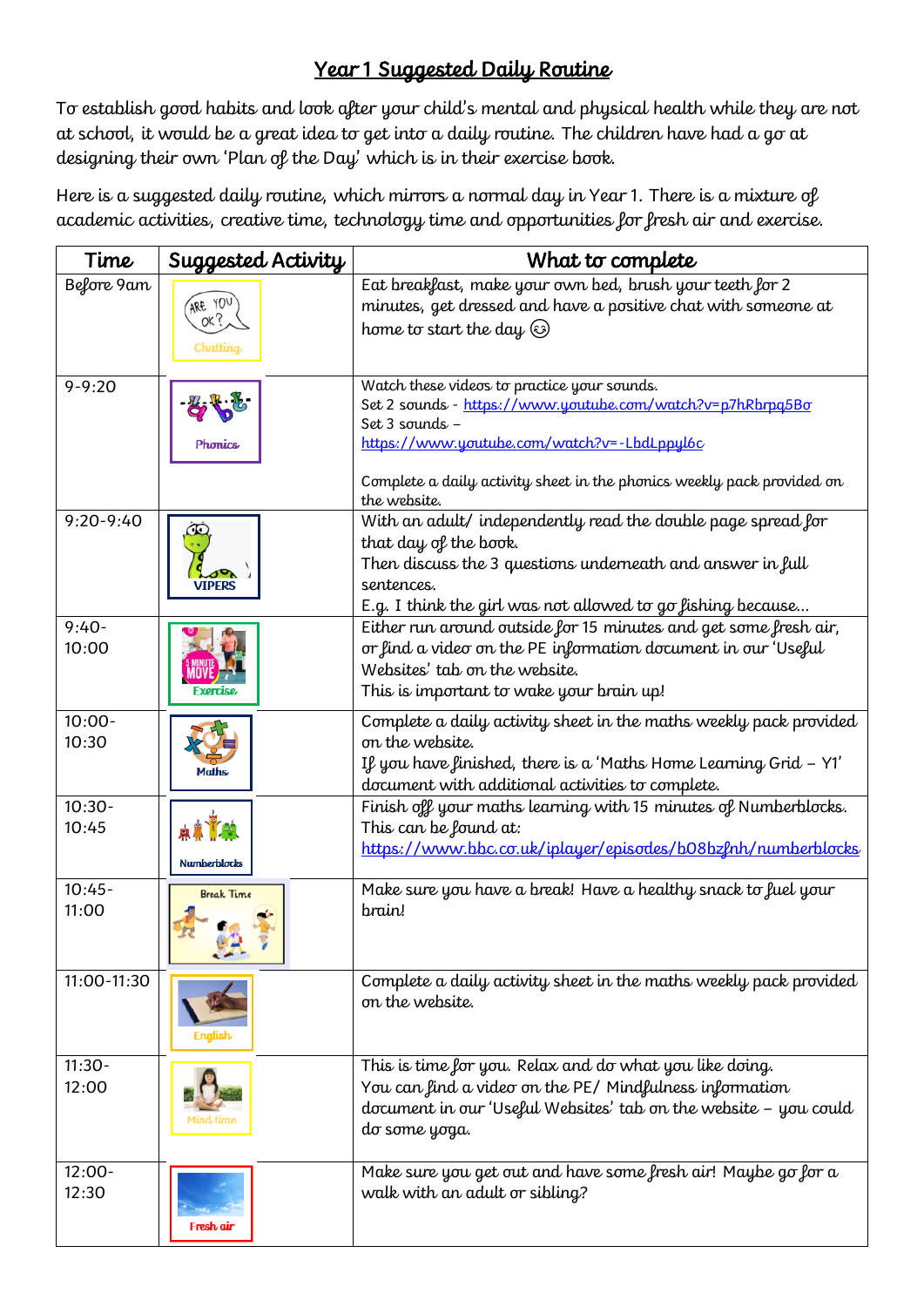# Year 1 Suggested Daily Routine

To establish good habits and look after your child's mental and physical health while they are not at school, it would be a great idea to get into a daily routine. The children have had a go at designing their own 'Plan of the Day' which is in their exercise book.

Here is a suggested daily routine, which mirrors a normal day in Year 1. There is a mixture of academic activities, creative time, technology time and opportunities for fresh air and exercise.

| Time | Suggested Activity | What to complete |
| --- | --- | --- |
| Before 9am | Chatting | Eat breakfast, make your own bed, brush your teeth for 2 minutes, get dressed and have a positive chat with someone at home to start the day ☺ |
| 9-9:20 | Phonics | Watch these videos to practice your sounds.<br>Set 2 sounds - https://www.youtube.com/watch?v=p7hRbrpq5Bo<br>Set 3 sounds – https://www.youtube.com/watch?v=-LbdLppyl6c<br><br>Complete a daily activity sheet in the phonics weekly pack provided on the website. |
| 9:20-9:40 | VIPERS | With an adult/ independently read the double page spread for that day of the book.<br>Then discuss the 3 questions underneath and answer in full sentences.<br>E.g. I think the girl was not allowed to go fishing because… |
| 9:40-10:00 | Exercise | Either run around outside for 15 minutes and get some fresh air, or find a video on the PE information document in our 'Useful Websites' tab on the website.<br>This is important to wake your brain up! |
| 10:00-10:30 | Maths | Complete a daily activity sheet in the maths weekly pack provided on the website.<br>If you have finished, there is a 'Maths Home Learning Grid – Y1' document with additional activities to complete. |
| 10:30-10:45 | Numberblocks | Finish off your maths learning with 15 minutes of Numberblocks.<br>This can be found at:<br>https://www.bbc.co.uk/iplayer/episodes/b08bzfnh/numberblocks |
| 10:45-11:00 | Break Time | Make sure you have a break! Have a healthy snack to fuel your brain! |
| 11:00-11:30 | English | Complete a daily activity sheet in the maths weekly pack provided on the website. |
| 11:30-12:00 | Mind time | This is time for you. Relax and do what you like doing.<br>You can find a video on the PE/ Mindfulness information document in our 'Useful Websites' tab on the website – you could do some yoga. |
| 12:00-12:30 | Fresh air | Make sure you get out and have some fresh air! Maybe go for a walk with an adult or sibling? |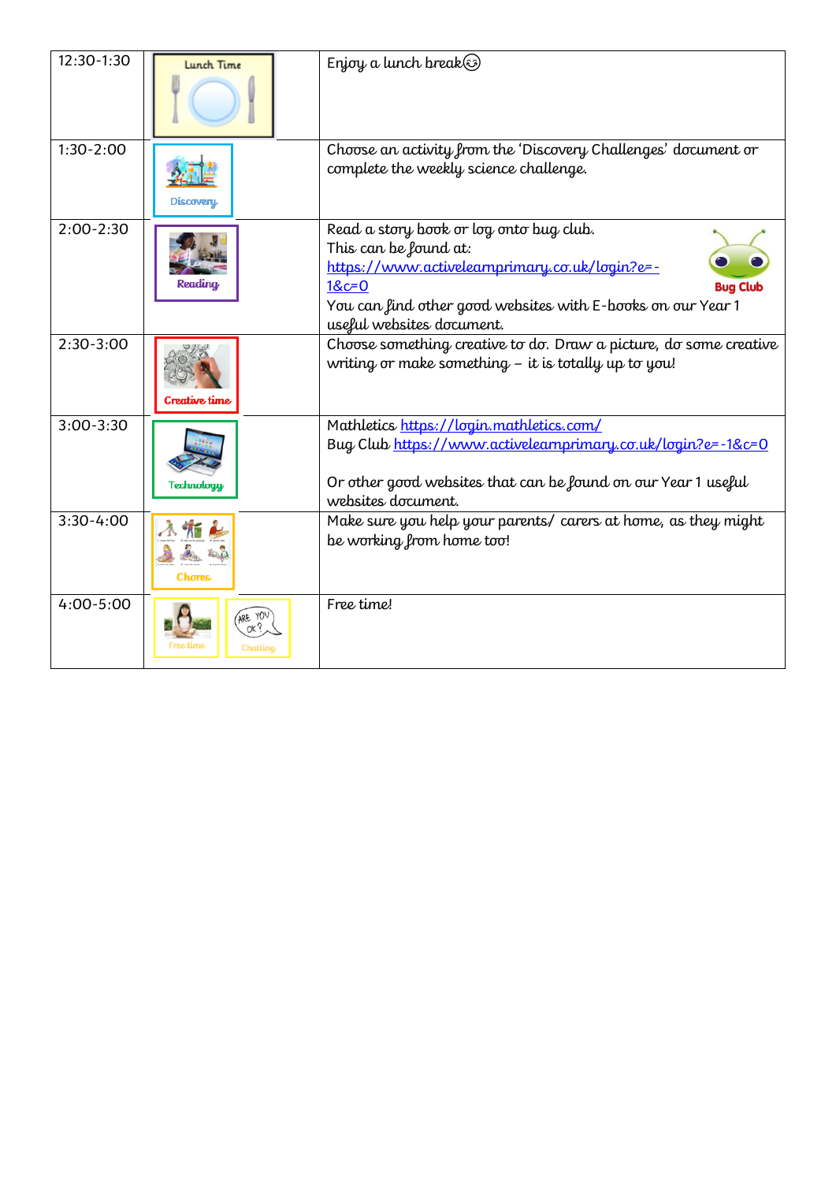| | | |
|---|---|---|
| 12:30-1:30 | Lunch Time | Enjoy a lunch break😊 |
| 1:30-2:00 | Discovery | Choose an activity from the 'Discovery Challenges' document or complete the weekly science challenge. |
| 2:00-2:30 | Reading | Read a story book or log onto bug club.<br>This can be found at:<br>https://www.activelearnprimary.co.uk/login?e=-1&c=0<br>Bug Club<br>You can find other good websites with E-books on our Year 1 useful websites document. |
| 2:30-3:00 | Creative time | Choose something creative to do. Draw a picture, do some creative writing or make something – it is totally up to you! |
| 3:00-3:30 | Technology | Mathletics https://login.mathletics.com/<br>Bug Club https://www.activelearnprimary.co.uk/login?e=-1&c=0<br><br>Or other good websites that can be found on our Year 1 useful websites document. |
| 3:30-4:00 | Chores | Make sure you help your parents/ carers at home, as they might be working from home too! |
| 4:00-5:00 | Free time<br>ARE YOU OK?<br>Chatting | Free time! |